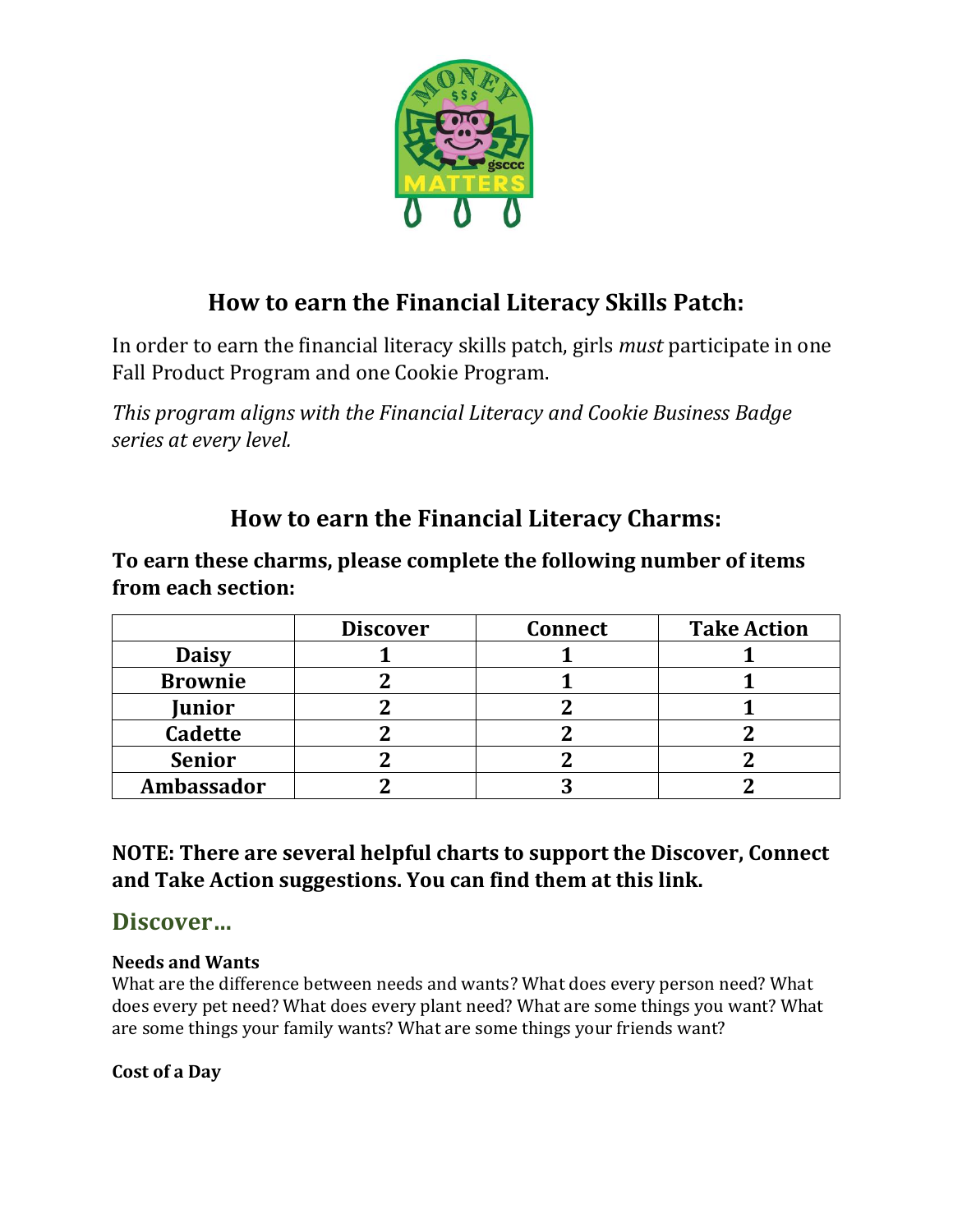## How to earn the Financial Literacy Skills Patch:

In order to earn the financial literacy skills patch, girls *must* participate in one Fall Product Program and one Cookie Program.

*This program aligns with the Financial Literacy and Cookie Business Badge series at every level.*

## How to earn the Financial Literacy Charms:

**To earn these charms, please complete the following number of items from each section:**

| | Discover | Connect | Take Action |
|---|---|---|---|
| Daisy | 1 | 1 | 1 |
| Brownie | 2 | 1 | 1 |
| Junior | 2 | 2 | 1 |
| Cadette | 2 | 2 | 2 |
| Senior | 2 | 2 | 2 |
| Ambassador | 2 | 3 | 2 |

**NOTE: There are several helpful charts to support the Discover, Connect and Take Action suggestions. You can find them at this link.**

## Discover…

**Needs and Wants**

What are the difference between needs and wants? What does every person need? What does every pet need? What does every plant need? What are some things you want? What are some things your family wants? What are some things your friends want?

**Cost of a Day**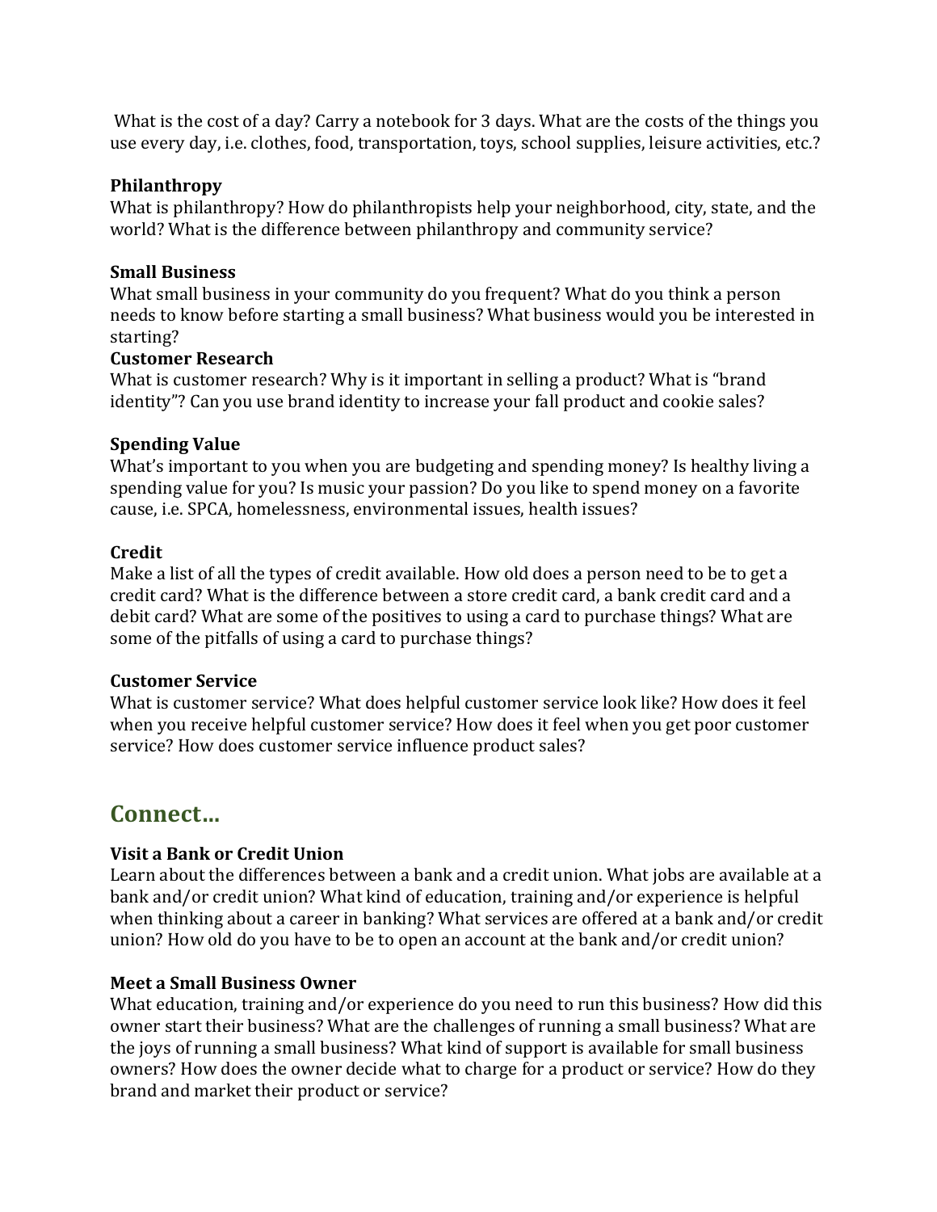What is the cost of a day? Carry a notebook for 3 days. What are the costs of the things you use every day, i.e. clothes, food, transportation, toys, school supplies, leisure activities, etc.?

**Philanthropy**
What is philanthropy? How do philanthropists help your neighborhood, city, state, and the world? What is the difference between philanthropy and community service?

**Small Business**
What small business in your community do you frequent? What do you think a person needs to know before starting a small business? What business would you be interested in starting?

**Customer Research**
What is customer research? Why is it important in selling a product? What is "brand identity"? Can you use brand identity to increase your fall product and cookie sales?

**Spending Value**
What's important to you when you are budgeting and spending money? Is healthy living a spending value for you? Is music your passion? Do you like to spend money on a favorite cause, i.e. SPCA, homelessness, environmental issues, health issues?

**Credit**
Make a list of all the types of credit available. How old does a person need to be to get a credit card? What is the difference between a store credit card, a bank credit card and a debit card? What are some of the positives to using a card to purchase things? What are some of the pitfalls of using a card to purchase things?

**Customer Service**
What is customer service? What does helpful customer service look like? How does it feel when you receive helpful customer service? How does it feel when you get poor customer service? How does customer service influence product sales?

## Connect...

**Visit a Bank or Credit Union**
Learn about the differences between a bank and a credit union. What jobs are available at a bank and/or credit union? What kind of education, training and/or experience is helpful when thinking about a career in banking? What services are offered at a bank and/or credit union? How old do you have to be to open an account at the bank and/or credit union?

**Meet a Small Business Owner**
What education, training and/or experience do you need to run this business? How did this owner start their business? What are the challenges of running a small business? What are the joys of running a small business? What kind of support is available for small business owners? How does the owner decide what to charge for a product or service? How do they brand and market their product or service?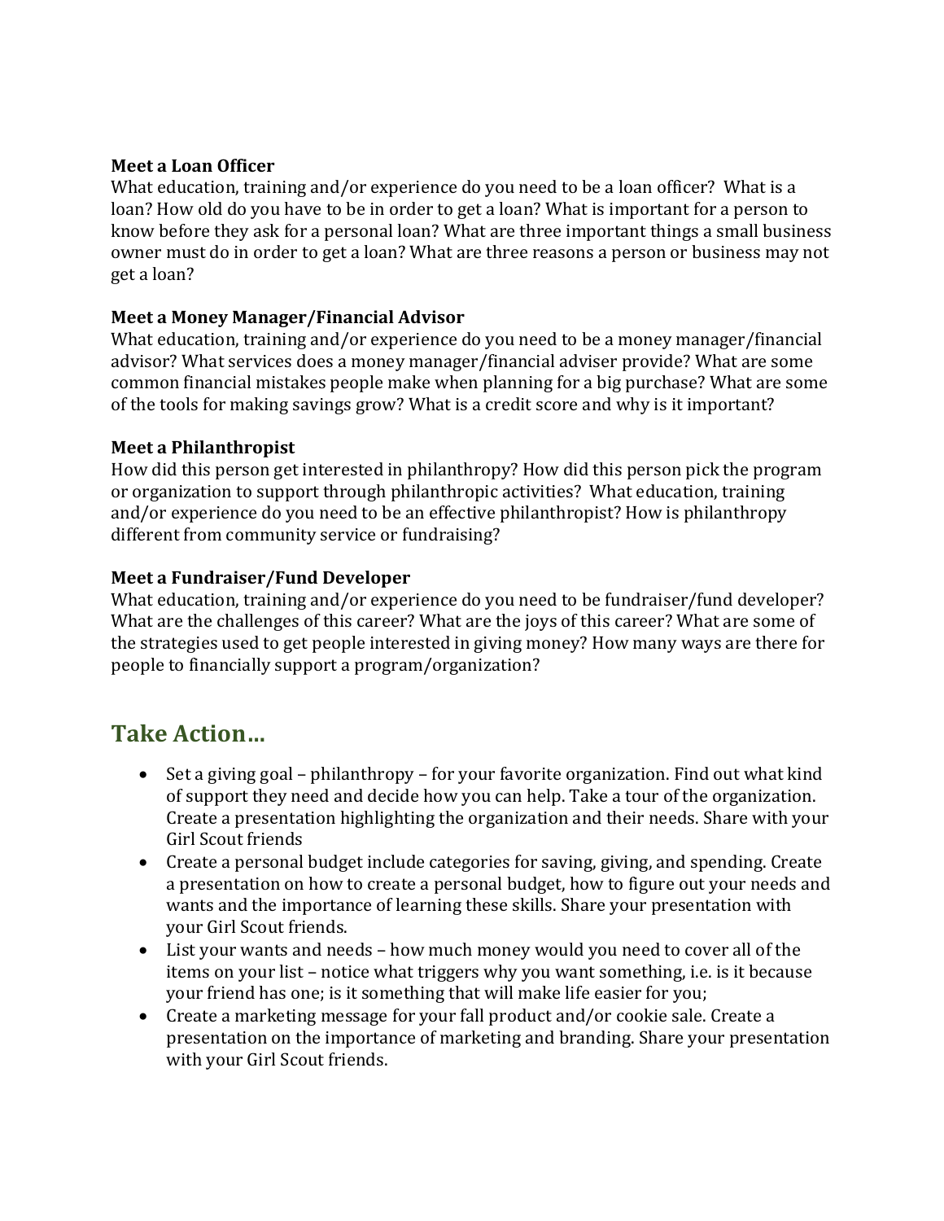**Meet a Loan Officer**
What education, training and/or experience do you need to be a loan officer? What is a loan? How old do you have to be in order to get a loan? What is important for a person to know before they ask for a personal loan? What are three important things a small business owner must do in order to get a loan? What are three reasons a person or business may not get a loan?

**Meet a Money Manager/Financial Advisor**
What education, training and/or experience do you need to be a money manager/financial advisor? What services does a money manager/financial adviser provide? What are some common financial mistakes people make when planning for a big purchase? What are some of the tools for making savings grow? What is a credit score and why is it important?

**Meet a Philanthropist**
How did this person get interested in philanthropy? How did this person pick the program or organization to support through philanthropic activities? What education, training and/or experience do you need to be an effective philanthropist? How is philanthropy different from community service or fundraising?

**Meet a Fundraiser/Fund Developer**
What education, training and/or experience do you need to be fundraiser/fund developer? What are the challenges of this career? What are the joys of this career? What are some of the strategies used to get people interested in giving money? How many ways are there for people to financially support a program/organization?

## Take Action…

- Set a giving goal – philanthropy – for your favorite organization. Find out what kind of support they need and decide how you can help. Take a tour of the organization. Create a presentation highlighting the organization and their needs. Share with your Girl Scout friends
- Create a personal budget include categories for saving, giving, and spending. Create a presentation on how to create a personal budget, how to figure out your needs and wants and the importance of learning these skills. Share your presentation with your Girl Scout friends.
- List your wants and needs – how much money would you need to cover all of the items on your list – notice what triggers why you want something, i.e. is it because your friend has one; is it something that will make life easier for you;
- Create a marketing message for your fall product and/or cookie sale. Create a presentation on the importance of marketing and branding. Share your presentation with your Girl Scout friends.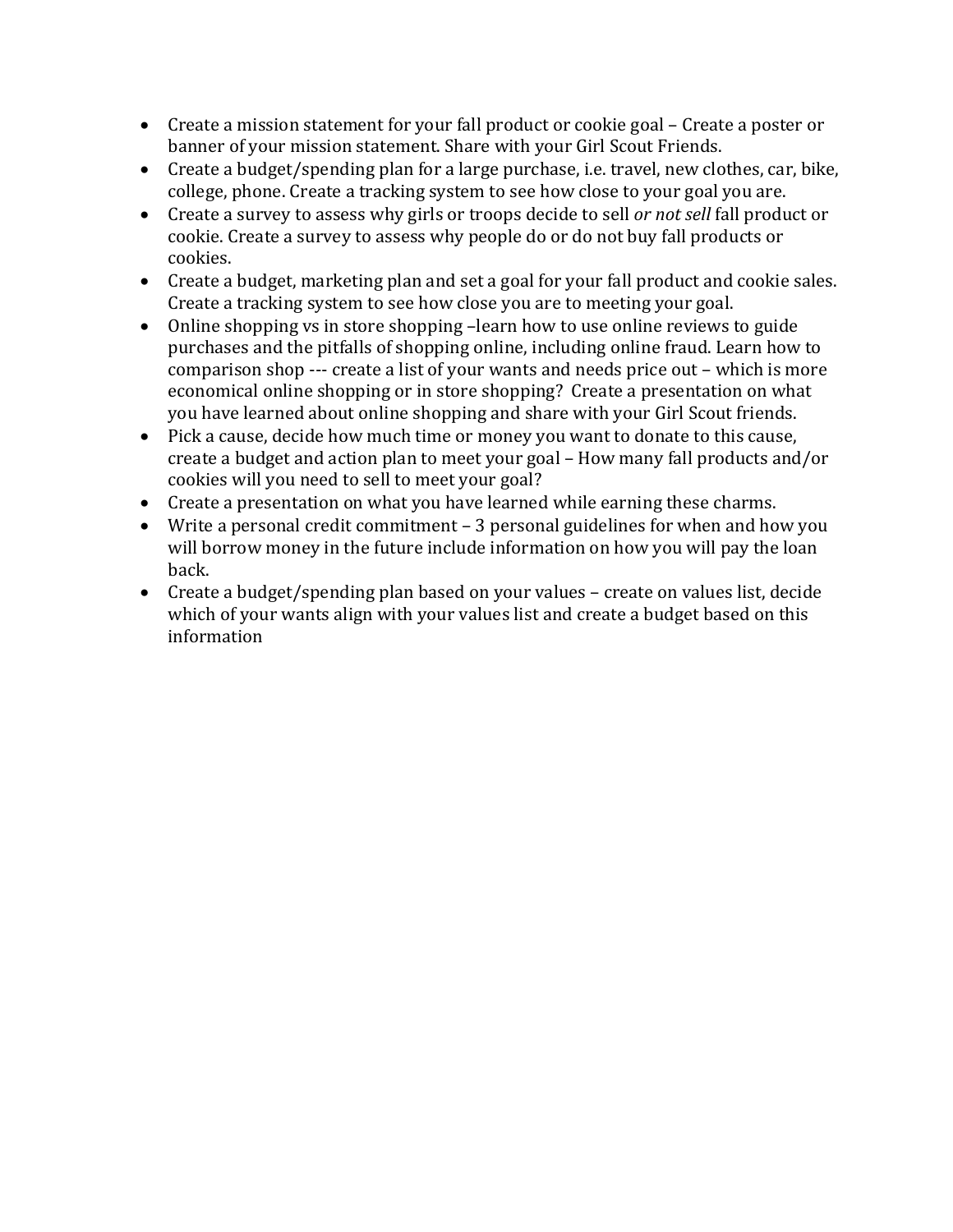- Create a mission statement for your fall product or cookie goal – Create a poster or banner of your mission statement. Share with your Girl Scout Friends.
- Create a budget/spending plan for a large purchase, i.e. travel, new clothes, car, bike, college, phone. Create a tracking system to see how close to your goal you are.
- Create a survey to assess why girls or troops decide to sell *or not sell* fall product or cookie. Create a survey to assess why people do or do not buy fall products or cookies.
- Create a budget, marketing plan and set a goal for your fall product and cookie sales. Create a tracking system to see how close you are to meeting your goal.
- Online shopping vs in store shopping –learn how to use online reviews to guide purchases and the pitfalls of shopping online, including online fraud. Learn how to comparison shop --- create a list of your wants and needs price out – which is more economical online shopping or in store shopping? Create a presentation on what you have learned about online shopping and share with your Girl Scout friends.
- Pick a cause, decide how much time or money you want to donate to this cause, create a budget and action plan to meet your goal – How many fall products and/or cookies will you need to sell to meet your goal?
- Create a presentation on what you have learned while earning these charms.
- Write a personal credit commitment – 3 personal guidelines for when and how you will borrow money in the future include information on how you will pay the loan back.
- Create a budget/spending plan based on your values – create on values list, decide which of your wants align with your values list and create a budget based on this information